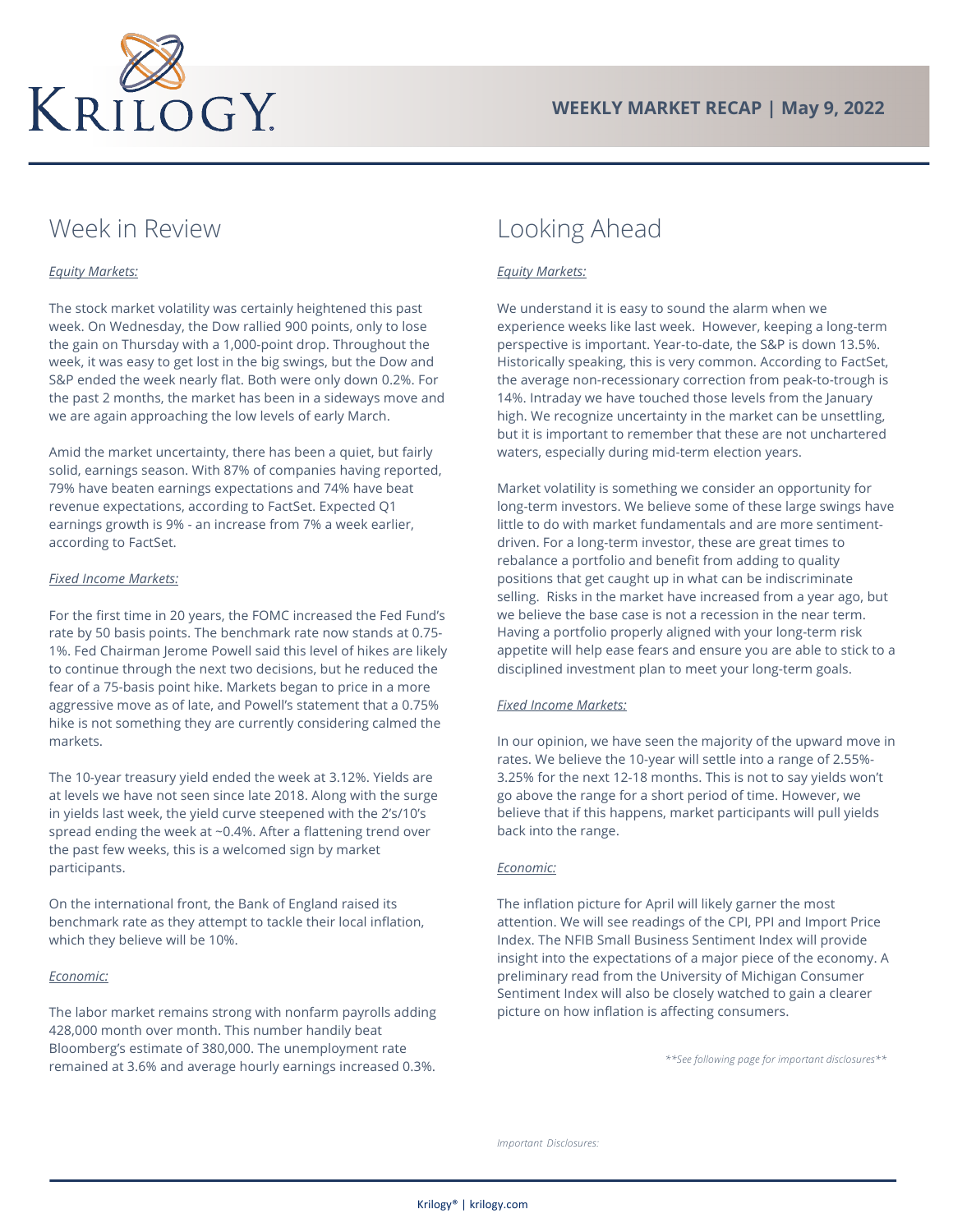# WEEKLY MARKET RECAP | May 9, 2022

## Week in Review

*Equity Markets:*

The stock market volatility was certainly heightened this past week. On Wednesday, the Dow rallied 900 points, only to lose the gain on Thursday with a 1,000-point drop. Throughout the week, it was easy to get lost in the big swings, but the Dow and S&P ended the week nearly flat. Both were only down 0.2%. For the past 2 months, the market has been in a sideways move and we are again approaching the low levels of early March.

Amid the market uncertainty, there has been a quiet, but fairly solid, earnings season. With 87% of companies having reported, 79% have beaten earnings expectations and 74% have beat revenue expectations, according to FactSet. Expected Q1 earnings growth is 9% - an increase from 7% a week earlier, according to FactSet.

*Fixed Income Markets:*

For the first time in 20 years, the FOMC increased the Fed Fund's rate by 50 basis points. The benchmark rate now stands at 0.75-1%. Fed Chairman Jerome Powell said this level of hikes are likely to continue through the next two decisions, but he reduced the fear of a 75-basis point hike. Markets began to price in a more aggressive move as of late, and Powell's statement that a 0.75% hike is not something they are currently considering calmed the markets.

The 10-year treasury yield ended the week at 3.12%. Yields are at levels we have not seen since late 2018. Along with the surge in yields last week, the yield curve steepened with the 2's/10's spread ending the week at ~0.4%. After a flattening trend over the past few weeks, this is a welcomed sign by market participants.

On the international front, the Bank of England raised its benchmark rate as they attempt to tackle their local inflation, which they believe will be 10%.

*Economic:*

The labor market remains strong with nonfarm payrolls adding 428,000 month over month. This number handily beat Bloomberg's estimate of 380,000. The unemployment rate remained at 3.6% and average hourly earnings increased 0.3%.

## Looking Ahead

*Equity Markets:*

We understand it is easy to sound the alarm when we experience weeks like last week. However, keeping a long-term perspective is important. Year-to-date, the S&P is down 13.5%. Historically speaking, this is very common. According to FactSet, the average non-recessionary correction from peak-to-trough is 14%. Intraday we have touched those levels from the January high. We recognize uncertainty in the market can be unsettling, but it is important to remember that these are not unchartered waters, especially during mid-term election years.

Market volatility is something we consider an opportunity for long-term investors. We believe some of these large swings have little to do with market fundamentals and are more sentiment-driven. For a long-term investor, these are great times to rebalance a portfolio and benefit from adding to quality positions that get caught up in what can be indiscriminate selling. Risks in the market have increased from a year ago, but we believe the base case is not a recession in the near term. Having a portfolio properly aligned with your long-term risk appetite will help ease fears and ensure you are able to stick to a disciplined investment plan to meet your long-term goals.

*Fixed Income Markets:*

In our opinion, we have seen the majority of the upward move in rates. We believe the 10-year will settle into a range of 2.55%-3.25% for the next 12-18 months. This is not to say yields won't go above the range for a short period of time. However, we believe that if this happens, market participants will pull yields back into the range.

*Economic:*

The inflation picture for April will likely garner the most attention. We will see readings of the CPI, PPI and Import Price Index. The NFIB Small Business Sentiment Index will provide insight into the expectations of a major piece of the economy. A preliminary read from the University of Michigan Consumer Sentiment Index will also be closely watched to gain a clearer picture on how inflation is affecting consumers.

*\*\*See following page for important disclosures\*\**

*Important Disclosures:*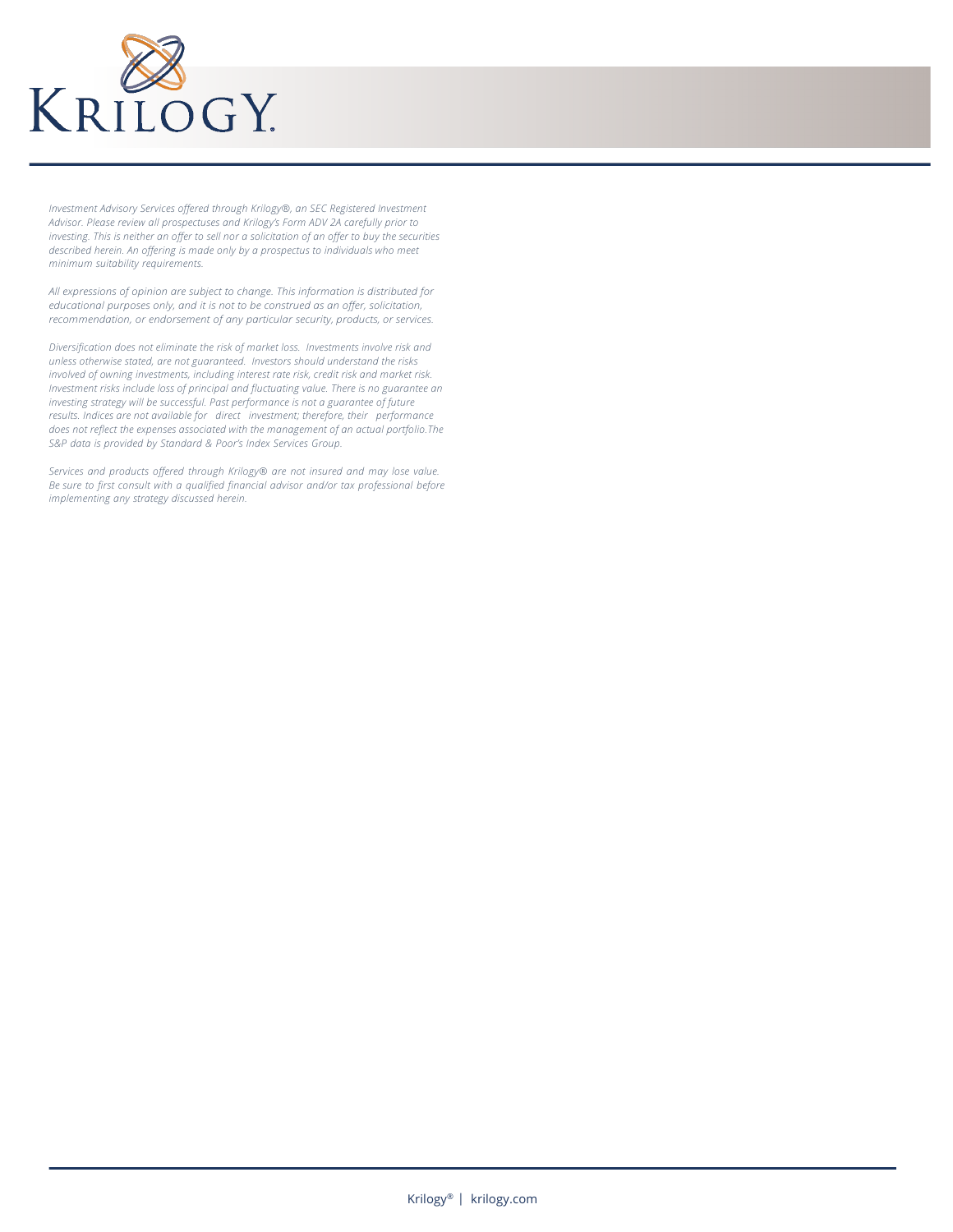*Investment Advisory Services offered through Krilogy®, an SEC Registered Investment Advisor. Please review all prospectuses and Krilogy's Form ADV 2A carefully prior to investing. This is neither an offer to sell nor a solicitation of an offer to buy the securities described herein. An offering is made only by a prospectus to individuals who meet minimum suitability requirements.*

*All expressions of opinion are subject to change. This information is distributed for educational purposes only, and it is not to be construed as an offer, solicitation, recommendation, or endorsement of any particular security, products, or services.*

*Diversification does not eliminate the risk of market loss. Investments involve risk and unless otherwise stated, are not guaranteed. Investors should understand the risks involved of owning investments, including interest rate risk, credit risk and market risk. Investment risks include loss of principal and fluctuating value. There is no guarantee an investing strategy will be successful. Past performance is not a guarantee of future results. Indices are not available for direct investment; therefore, their performance does not reflect the expenses associated with the management of an actual portfolio.The S&P data is provided by Standard & Poor's Index Services Group.*

*Services and products offered through Krilogy® are not insured and may lose value. Be sure to first consult with a qualified financial advisor and/or tax professional before implementing any strategy discussed herein.*